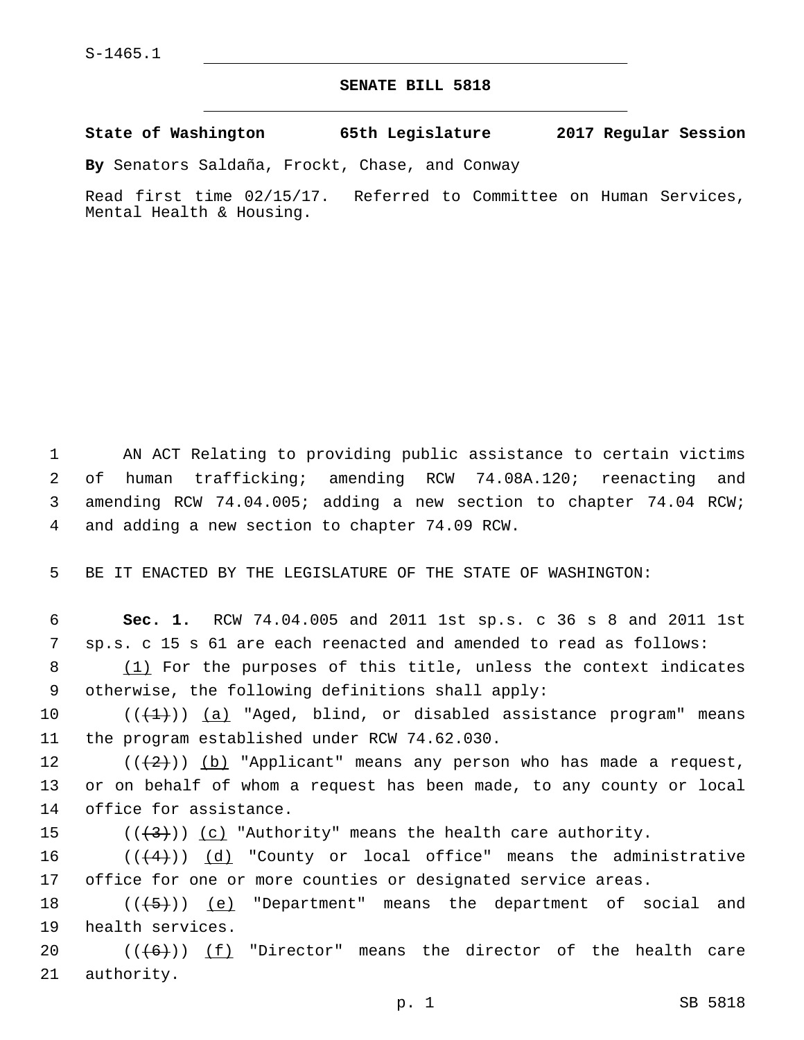S-1465.1

# SENATE BILL 5818

**State of Washington 65th Legislature 2017 Regular Session**

**By** Senators Saldaña, Frockt, Chase, and Conway

Read first time 02/15/17. Referred to Committee on Human Services, Mental Health & Housing.

1 AN ACT Relating to providing public assistance to certain victims
2 of human trafficking; amending RCW 74.08A.120; reenacting and
3 amending RCW 74.04.005; adding a new section to chapter 74.04 RCW;
4 and adding a new section to chapter 74.09 RCW.

5 BE IT ENACTED BY THE LEGISLATURE OF THE STATE OF WASHINGTON:

6 **Sec. 1.** RCW 74.04.005 and 2011 1st sp.s. c 36 s 8 and 2011 1st
7 sp.s. c 15 s 61 are each reenacted and amended to read as follows:

8 (1) For the purposes of this title, unless the context indicates
9 otherwise, the following definitions shall apply:

10 (((1))) (a) "Aged, blind, or disabled assistance program" means
11 the program established under RCW 74.62.030.

12 (((2))) (b) "Applicant" means any person who has made a request,
13 or on behalf of whom a request has been made, to any county or local
14 office for assistance.

15 (((3))) (c) "Authority" means the health care authority.

16 (((4))) (d) "County or local office" means the administrative
17 office for one or more counties or designated service areas.

18 (((5))) (e) "Department" means the department of social and
19 health services.

20 (((6))) (f) "Director" means the director of the health care
21 authority.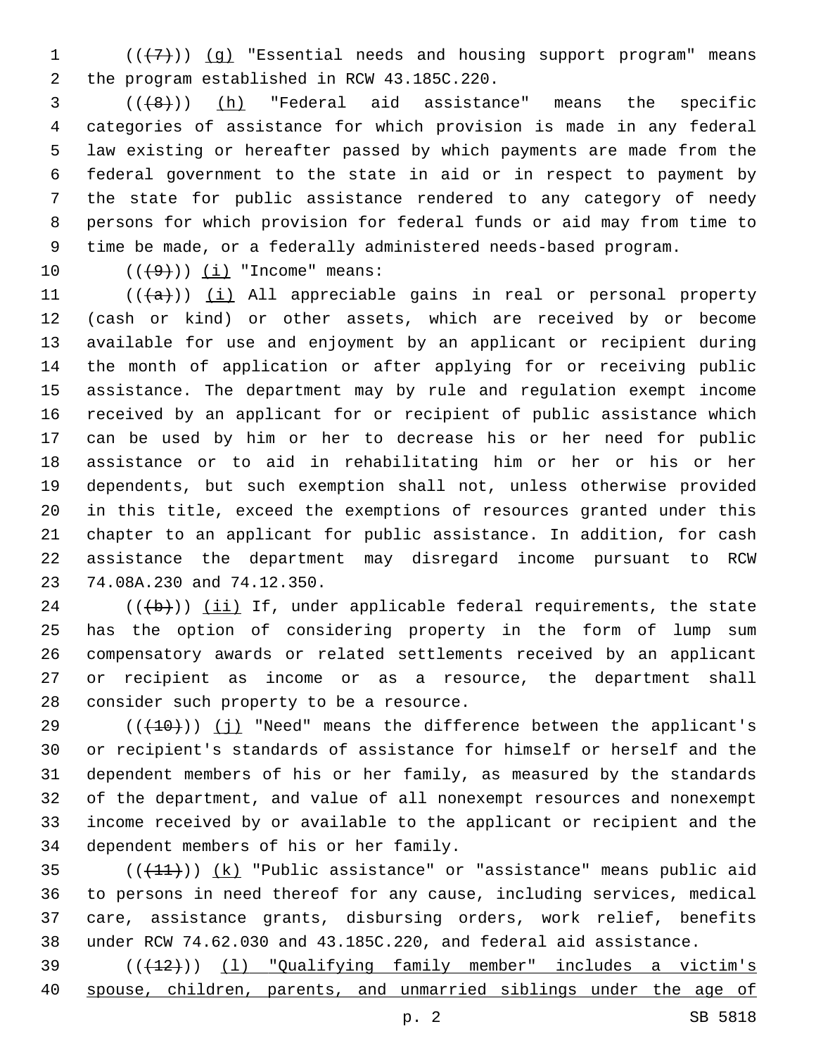((~~(7)~~)) <u>(g)</u> "Essential needs and housing support program" means the program established in RCW 43.185C.220.

((~~(8)~~)) <u>(h)</u> "Federal aid assistance" means the specific categories of assistance for which provision is made in any federal law existing or hereafter passed by which payments are made from the federal government to the state in aid or in respect to payment by the state for public assistance rendered to any category of needy persons for which provision for federal funds or aid may from time to time be made, or a federally administered needs-based program.

((~~(9)~~)) <u>(i)</u> "Income" means:

((~~(a)~~)) <u>(i)</u> All appreciable gains in real or personal property (cash or kind) or other assets, which are received by or become available for use and enjoyment by an applicant or recipient during the month of application or after applying for or receiving public assistance. The department may by rule and regulation exempt income received by an applicant for or recipient of public assistance which can be used by him or her to decrease his or her need for public assistance or to aid in rehabilitating him or her or his or her dependents, but such exemption shall not, unless otherwise provided in this title, exceed the exemptions of resources granted under this chapter to an applicant for public assistance. In addition, for cash assistance the department may disregard income pursuant to RCW 74.08A.230 and 74.12.350.

((~~(b)~~)) <u>(ii)</u> If, under applicable federal requirements, the state has the option of considering property in the form of lump sum compensatory awards or related settlements received by an applicant or recipient as income or as a resource, the department shall consider such property to be a resource.

((~~(10)~~)) <u>(j)</u> "Need" means the difference between the applicant's or recipient's standards of assistance for himself or herself and the dependent members of his or her family, as measured by the standards of the department, and value of all nonexempt resources and nonexempt income received by or available to the applicant or recipient and the dependent members of his or her family.

((~~(11)~~)) <u>(k)</u> "Public assistance" or "assistance" means public aid to persons in need thereof for any cause, including services, medical care, assistance grants, disbursing orders, work relief, benefits under RCW 74.62.030 and 43.185C.220, and federal aid assistance.

((~~(12)~~)) <u>(l) "Qualifying family member" includes a victim's spouse, children, parents, and unmarried siblings under the age of</u>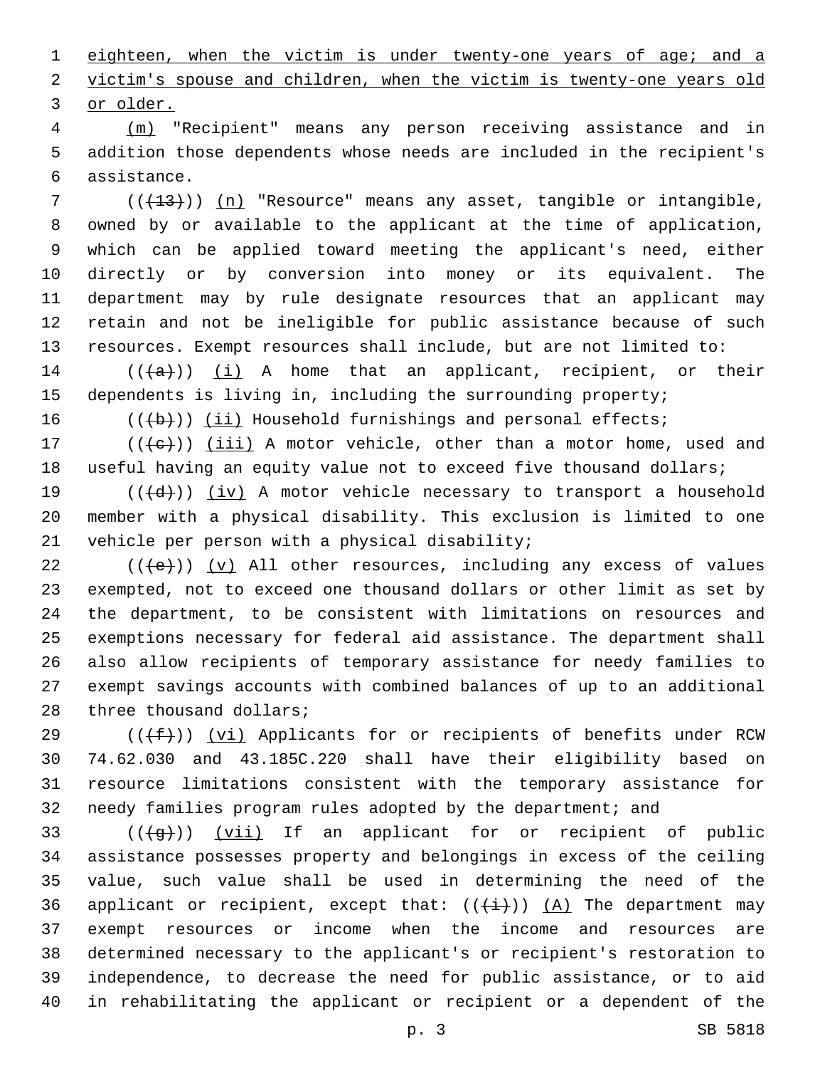eighteen, when the victim is under twenty-one years of age; and a victim's spouse and children, when the victim is twenty-one years old or older.

(m) "Recipient" means any person receiving assistance and in addition those dependents whose needs are included in the recipient's assistance.

(((13))) (n) "Resource" means any asset, tangible or intangible, owned by or available to the applicant at the time of application, which can be applied toward meeting the applicant's need, either directly or by conversion into money or its equivalent. The department may by rule designate resources that an applicant may retain and not be ineligible for public assistance because of such resources. Exempt resources shall include, but are not limited to:

(((a))) (i) A home that an applicant, recipient, or their dependents is living in, including the surrounding property;

(((b))) (ii) Household furnishings and personal effects;

(((c))) (iii) A motor vehicle, other than a motor home, used and useful having an equity value not to exceed five thousand dollars;

(((d))) (iv) A motor vehicle necessary to transport a household member with a physical disability. This exclusion is limited to one vehicle per person with a physical disability;

(((e))) (v) All other resources, including any excess of values exempted, not to exceed one thousand dollars or other limit as set by the department, to be consistent with limitations on resources and exemptions necessary for federal aid assistance. The department shall also allow recipients of temporary assistance for needy families to exempt savings accounts with combined balances of up to an additional three thousand dollars;

(((f))) (vi) Applicants for or recipients of benefits under RCW 74.62.030 and 43.185C.220 shall have their eligibility based on resource limitations consistent with the temporary assistance for needy families program rules adopted by the department; and

(((g))) (vii) If an applicant for or recipient of public assistance possesses property and belongings in excess of the ceiling value, such value shall be used in determining the need of the applicant or recipient, except that: (((i))) (A) The department may exempt resources or income when the income and resources are determined necessary to the applicant's or recipient's restoration to independence, to decrease the need for public assistance, or to aid in rehabilitating the applicant or recipient or a dependent of the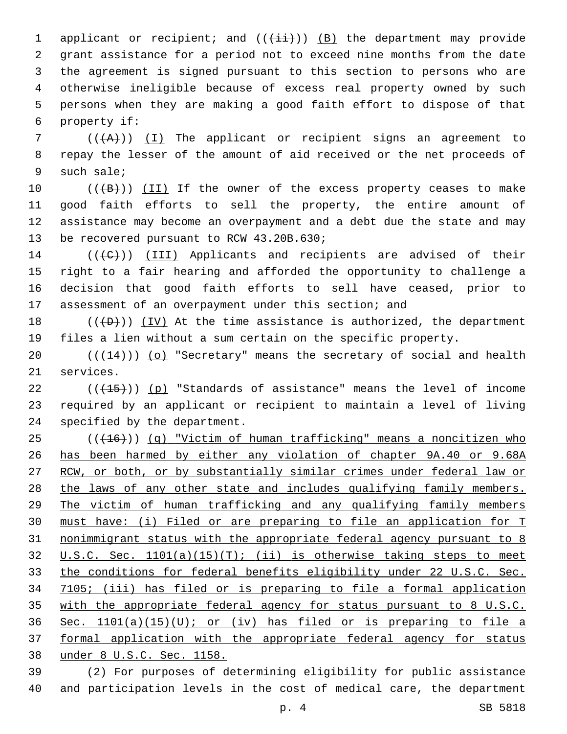applicant or recipient; and ((~~(ii)~~)) <u>(B)</u> the department may provide grant assistance for a period not to exceed nine months from the date the agreement is signed pursuant to this section to persons who are otherwise ineligible because of excess real property owned by such persons when they are making a good faith effort to dispose of that property if:

((~~(A)~~)) <u>(I)</u> The applicant or recipient signs an agreement to repay the lesser of the amount of aid received or the net proceeds of such sale;

((~~(B)~~)) <u>(II)</u> If the owner of the excess property ceases to make good faith efforts to sell the property, the entire amount of assistance may become an overpayment and a debt due the state and may be recovered pursuant to RCW 43.20B.630;

((~~(C)~~)) <u>(III)</u> Applicants and recipients are advised of their right to a fair hearing and afforded the opportunity to challenge a decision that good faith efforts to sell have ceased, prior to assessment of an overpayment under this section; and

((~~(D)~~)) <u>(IV)</u> At the time assistance is authorized, the department files a lien without a sum certain on the specific property.

((~~(14)~~)) <u>(o)</u> "Secretary" means the secretary of social and health services.

((~~(15)~~)) <u>(p)</u> "Standards of assistance" means the level of income required by an applicant or recipient to maintain a level of living specified by the department.

((~~(16)~~)) <u>(q) "Victim of human trafficking" means a noncitizen who has been harmed by either any violation of chapter 9A.40 or 9.68A RCW, or both, or by substantially similar crimes under federal law or the laws of any other state and includes qualifying family members. The victim of human trafficking and any qualifying family members must have: (i) Filed or are preparing to file an application for T nonimmigrant status with the appropriate federal agency pursuant to 8 U.S.C. Sec. 1101(a)(15)(T); (ii) is otherwise taking steps to meet the conditions for federal benefits eligibility under 22 U.S.C. Sec. 7105; (iii) has filed or is preparing to file a formal application with the appropriate federal agency for status pursuant to 8 U.S.C. Sec. 1101(a)(15)(U); or (iv) has filed or is preparing to file a formal application with the appropriate federal agency for status under 8 U.S.C. Sec. 1158.</u>

<u>(2)</u> For purposes of determining eligibility for public assistance and participation levels in the cost of medical care, the department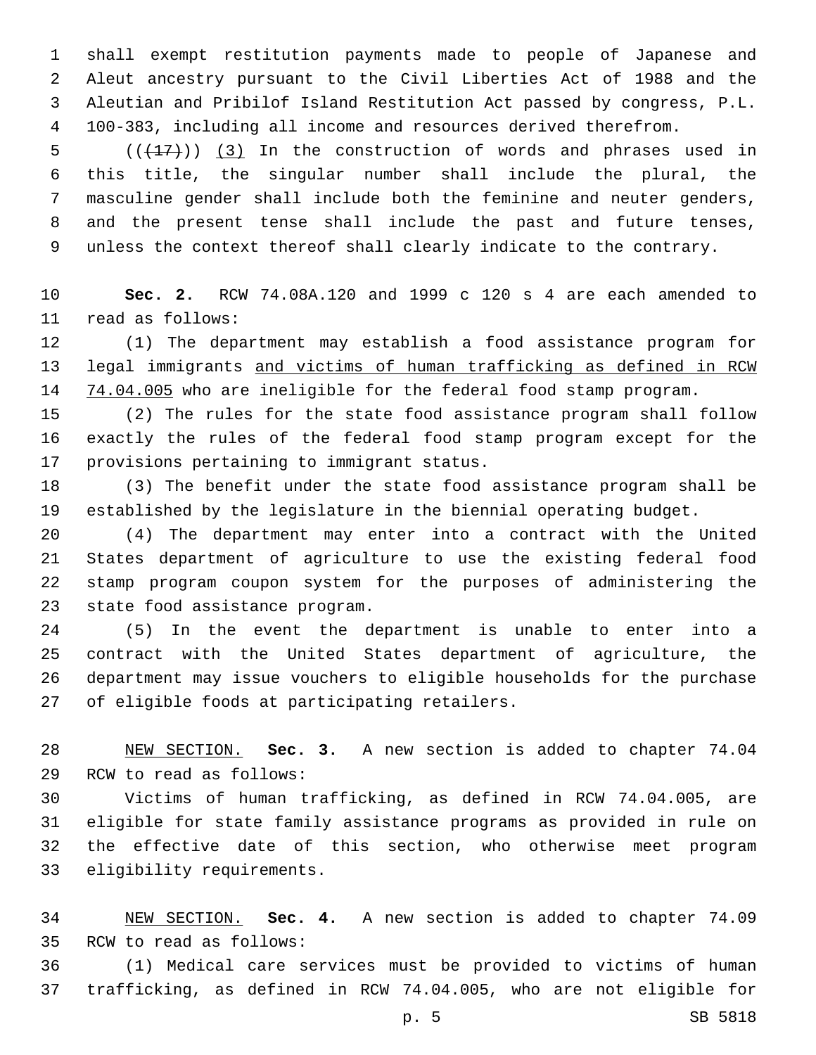shall exempt restitution payments made to people of Japanese and Aleut ancestry pursuant to the Civil Liberties Act of 1988 and the Aleutian and Pribilof Island Restitution Act passed by congress, P.L. 100-383, including all income and resources derived therefrom.

((~~(17)~~)) <u>(3)</u> In the construction of words and phrases used in this title, the singular number shall include the plural, the masculine gender shall include both the feminine and neuter genders, and the present tense shall include the past and future tenses, unless the context thereof shall clearly indicate to the contrary.

**Sec. 2.** RCW 74.08A.120 and 1999 c 120 s 4 are each amended to read as follows:

(1) The department may establish a food assistance program for legal immigrants <u>and victims of human trafficking as defined in RCW 74.04.005</u> who are ineligible for the federal food stamp program.

(2) The rules for the state food assistance program shall follow exactly the rules of the federal food stamp program except for the provisions pertaining to immigrant status.

(3) The benefit under the state food assistance program shall be established by the legislature in the biennial operating budget.

(4) The department may enter into a contract with the United States department of agriculture to use the existing federal food stamp program coupon system for the purposes of administering the state food assistance program.

(5) In the event the department is unable to enter into a contract with the United States department of agriculture, the department may issue vouchers to eligible households for the purchase of eligible foods at participating retailers.

<u>NEW SECTION.</u> **Sec. 3.** A new section is added to chapter 74.04 RCW to read as follows:

Victims of human trafficking, as defined in RCW 74.04.005, are eligible for state family assistance programs as provided in rule on the effective date of this section, who otherwise meet program eligibility requirements.

<u>NEW SECTION.</u> **Sec. 4.** A new section is added to chapter 74.09 RCW to read as follows:

(1) Medical care services must be provided to victims of human trafficking, as defined in RCW 74.04.005, who are not eligible for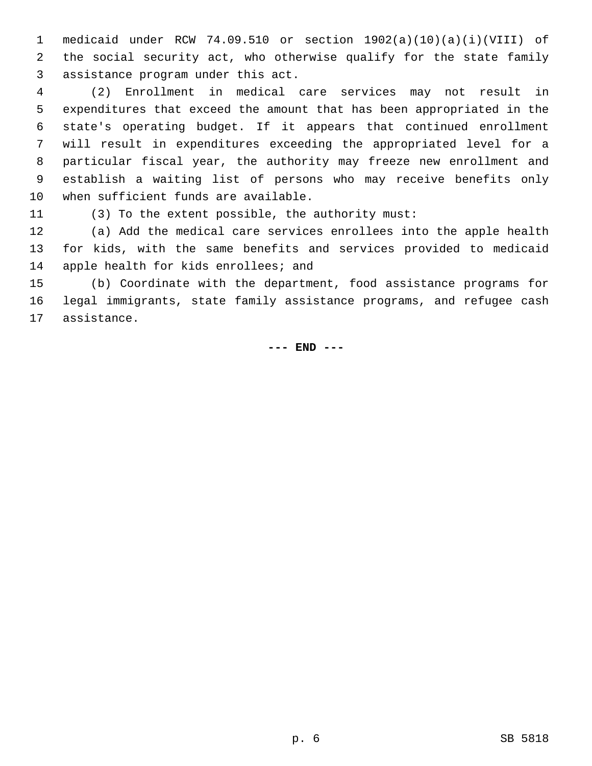medicaid under RCW 74.09.510 or section 1902(a)(10)(a)(i)(VIII) of the social security act, who otherwise qualify for the state family assistance program under this act.

(2) Enrollment in medical care services may not result in expenditures that exceed the amount that has been appropriated in the state's operating budget. If it appears that continued enrollment will result in expenditures exceeding the appropriated level for a particular fiscal year, the authority may freeze new enrollment and establish a waiting list of persons who may receive benefits only when sufficient funds are available.

(3) To the extent possible, the authority must:

(a) Add the medical care services enrollees into the apple health for kids, with the same benefits and services provided to medicaid apple health for kids enrollees; and

(b) Coordinate with the department, food assistance programs for legal immigrants, state family assistance programs, and refugee cash assistance.

**--- END ---**